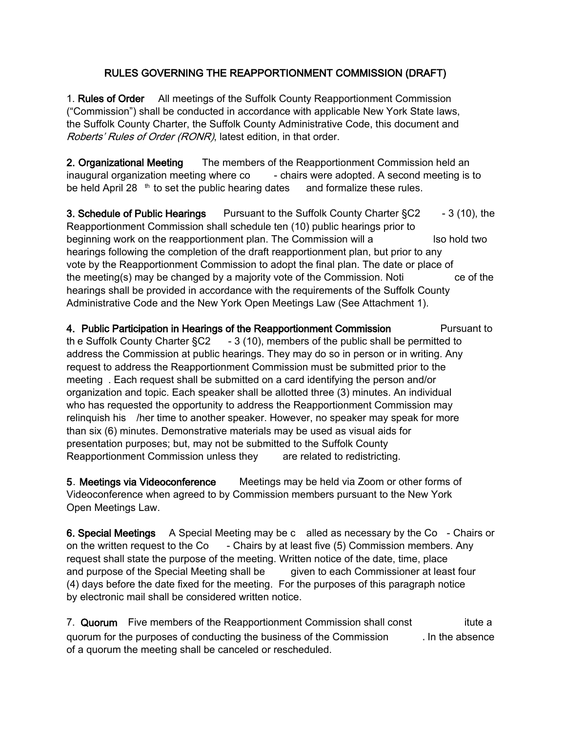# RULES GOVERNING THE REAPPORTIONMENT COMMISSION (DRAFT)

1. **Rules of Order** All meetings of the Suffolk County Reapportionment Commission ("Commission") shall be conducted in accordance with applicable New York State laws, the Suffolk County Charter, the Suffolk County Administrative Code, this document and *Roberts' Rules of Order (RONR)*, latest edition, in that order.

**2. Organizational Meeting** The members of the Reapportionment Commission held an inaugural organization meeting where co-chairs were adopted. A second meeting is to be held April 28th to set the public hearing dates and formalize these rules.

**3. Schedule of Public Hearings** Pursuant to the Suffolk County Charter §C2-3 (10), the Reapportionment Commission shall schedule ten (10) public hearings prior to beginning work on the reapportionment plan. The Commission will also hold two hearings following the completion of the draft reapportionment plan, but prior to any vote by the Reapportionment Commission to adopt the final plan. The date or place of the meeting(s) may be changed by a majority vote of the Commission. Notice of the hearings shall be provided in accordance with the requirements of the Suffolk County Administrative Code and the New York Open Meetings Law (See Attachment 1).

**4. Public Participation in Hearings of the Reapportionment Commission** Pursuant to the Suffolk County Charter §C2-3 (10), members of the public shall be permitted to address the Commission at public hearings. They may do so in person or in writing. Any request to address the Reapportionment Commission must be submitted prior to the meeting. Each request shall be submitted on a card identifying the person and/or organization and topic. Each speaker shall be allotted three (3) minutes. An individual who has requested the opportunity to address the Reapportionment Commission may relinquish his/her time to another speaker. However, no speaker may speak for more than six (6) minutes. Demonstrative materials may be used as visual aids for presentation purposes; but, may not be submitted to the Suffolk County Reapportionment Commission unless they are related to redistricting.

5. **Meetings via Videoconference** Meetings may be held via Zoom or other forms of Videoconference when agreed to by Commission members pursuant to the New York Open Meetings Law.

**6. Special Meetings** A Special Meeting may be called as necessary by the Co-Chairs or on the written request to the Co-Chairs by at least five (5) Commission members. Any request shall state the purpose of the meeting. Written notice of the date, time, place and purpose of the Special Meeting shall be given to each Commissioner at least four (4) days before the date fixed for the meeting. For the purposes of this paragraph notice by electronic mail shall be considered written notice.

7. **Quorum** Five members of the Reapportionment Commission shall constitute a quorum for the purposes of conducting the business of the Commission. In the absence of a quorum the meeting shall be canceled or rescheduled.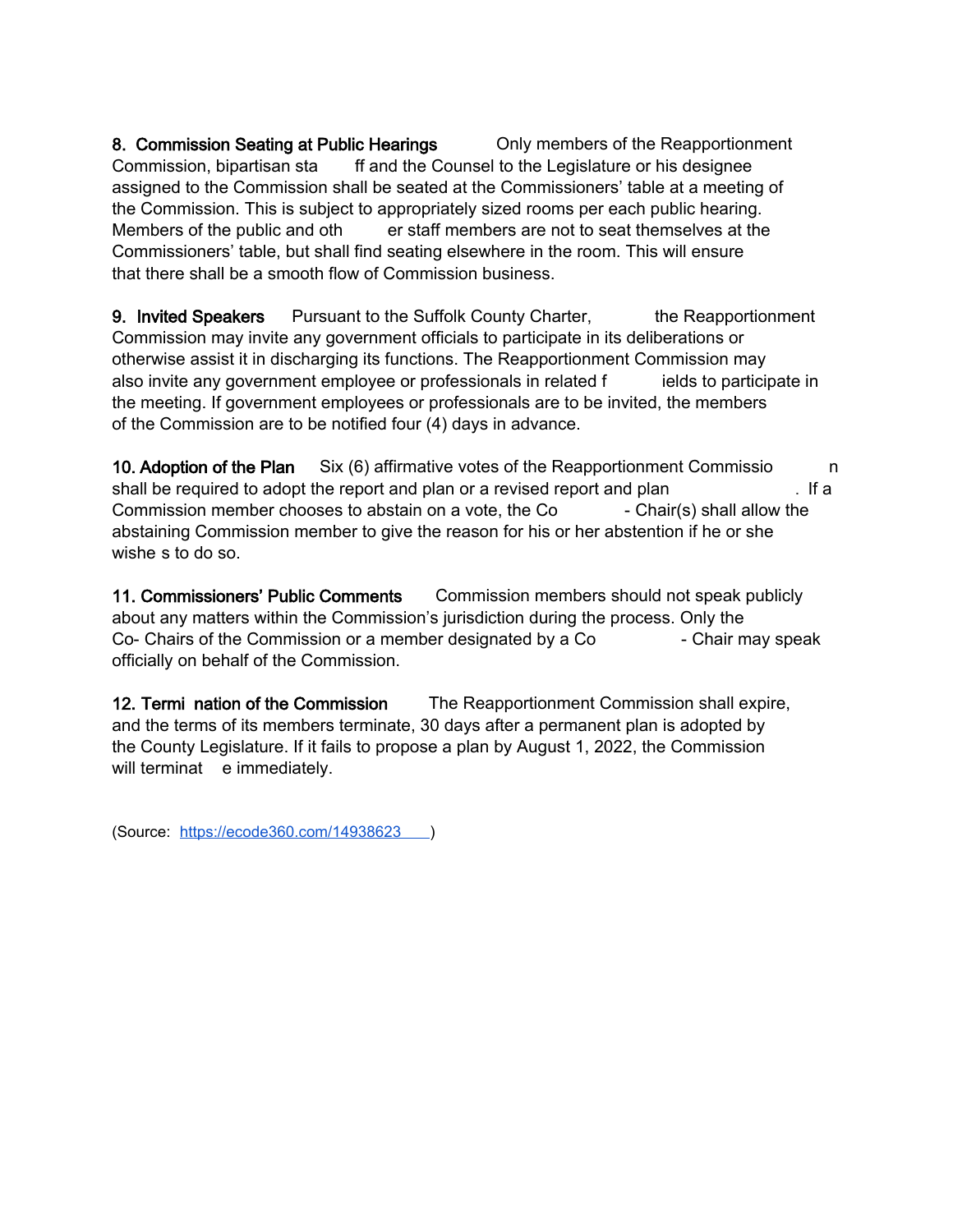**8. Commission Seating at Public Hearings** Only members of the Reapportionment Commission, bipartisan staff and the Counsel to the Legislature or his designee assigned to the Commission shall be seated at the Commissioners' table at a meeting of the Commission. This is subject to appropriately sized rooms per each public hearing. Members of the public and other staff members are not to seat themselves at the Commissioners' table, but shall find seating elsewhere in the room. This will ensure that there shall be a smooth flow of Commission business.

**9. Invited Speakers** Pursuant to the Suffolk County Charter, the Reapportionment Commission may invite any government officials to participate in its deliberations or otherwise assist it in discharging its functions. The Reapportionment Commission may also invite any government employee or professionals in related fields to participate in the meeting. If government employees or professionals are to be invited, the members of the Commission are to be notified four (4) days in advance.

**10. Adoption of the Plan** Six (6) affirmative votes of the Reapportionment Commission shall be required to adopt the report and plan or a revised report and plan. If a Commission member chooses to abstain on a vote, the Co-Chair(s) shall allow the abstaining Commission member to give the reason for his or her abstention if he or she wishes to do so.

**11. Commissioners' Public Comments** Commission members should not speak publicly about any matters within the Commission's jurisdiction during the process. Only the Co-Chairs of the Commission or a member designated by a Co-Chair may speak officially on behalf of the Commission.

**12. Termination of the Commission** The Reapportionment Commission shall expire, and the terms of its members terminate, 30 days after a permanent plan is adopted by the County Legislature. If it fails to propose a plan by August 1, 2022, the Commission will terminate immediately.

(Source: [https://ecode360.com/14938623](https://ecode360.com/14938623))